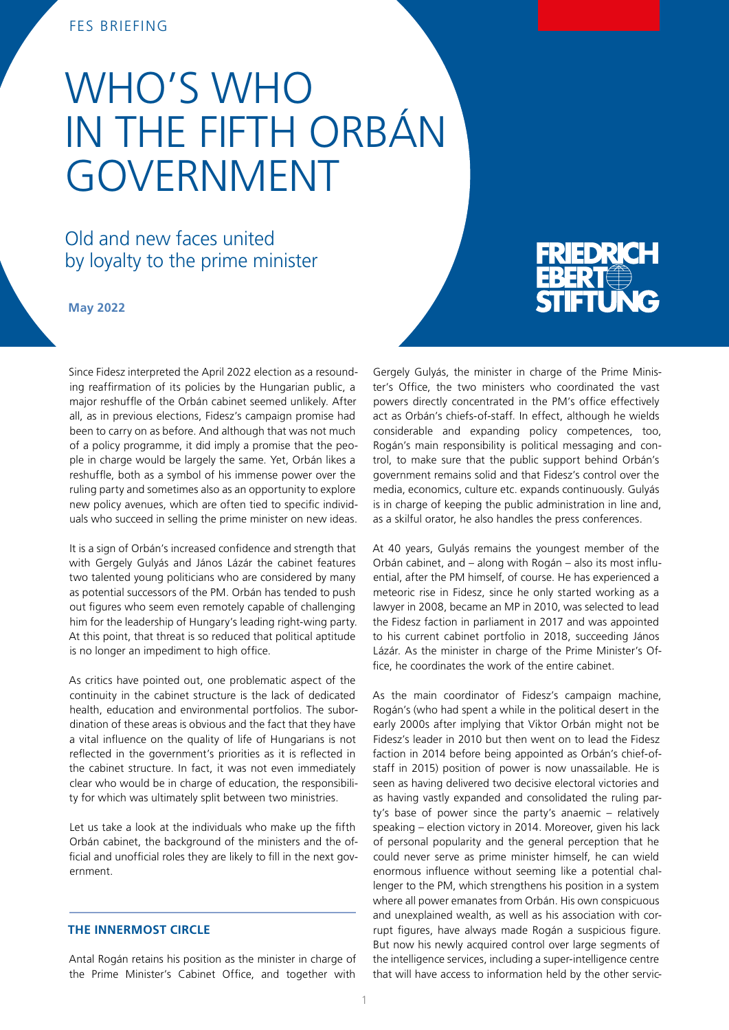FES BRIEFING

# WHO'S WHO IN THE FIFTH ORBÁN GOVERNMENT

## Old and new faces united by loyalty to the prime minister

**May 2022**

Since Fidesz interpreted the April 2022 election as a resounding reaffirmation of its policies by the Hungarian public, a major reshuffle of the Orbán cabinet seemed unlikely. After all, as in previous elections, Fidesz's campaign promise had been to carry on as before. And although that was not much of a policy programme, it did imply a promise that the people in charge would be largely the same. Yet, Orbán likes a reshuffle, both as a symbol of his immense power over the ruling party and sometimes also as an opportunity to explore new policy avenues, which are often tied to specific individuals who succeed in selling the prime minister on new ideas.

It is a sign of Orbán's increased confidence and strength that with Gergely Gulyás and János Lázár the cabinet features two talented young politicians who are considered by many as potential successors of the PM. Orbán has tended to push out figures who seem even remotely capable of challenging him for the leadership of Hungary's leading right-wing party. At this point, that threat is so reduced that political aptitude is no longer an impediment to high office.

As critics have pointed out, one problematic aspect of the continuity in the cabinet structure is the lack of dedicated health, education and environmental portfolios. The subordination of these areas is obvious and the fact that they have a vital influence on the quality of life of Hungarians is not reflected in the government's priorities as it is reflected in the cabinet structure. In fact, it was not even immediately clear who would be in charge of education, the responsibility for which was ultimately split between two ministries.

Let us take a look at the individuals who make up the fifth Orbán cabinet, the background of the ministers and the official and unofficial roles they are likely to fill in the next government.

### THE INNERMOST CIRCLE

Antal Rogán retains his position as the minister in charge of the Prime Minister's Cabinet Office, and together with Gergely Gulyás, the minister in charge of the Prime Minister's Office, the two ministers who coordinated the vast powers directly concentrated in the PM's office effectively act as Orbán's chiefs-of-staff. In effect, although he wields considerable and expanding policy competences, too, Rogán's main responsibility is political messaging and control, to make sure that the public support behind Orbán's government remains solid and that Fidesz's control over the media, economics, culture etc. expands continuously. Gulyás is in charge of keeping the public administration in line and, as a skilful orator, he also handles the press conferences.

At 40 years, Gulyás remains the youngest member of the Orbán cabinet, and – along with Rogán – also its most influential, after the PM himself, of course. He has experienced a meteoric rise in Fidesz, since he only started working as a lawyer in 2008, became an MP in 2010, was selected to lead the Fidesz faction in parliament in 2017 and was appointed to his current cabinet portfolio in 2018, succeeding János Lázár. As the minister in charge of the Prime Minister's Office, he coordinates the work of the entire cabinet.

As the main coordinator of Fidesz's campaign machine, Rogán's (who had spent a while in the political desert in the early 2000s after implying that Viktor Orbán might not be Fidesz's leader in 2010 but then went on to lead the Fidesz faction in 2014 before being appointed as Orbán's chief-of-staff in 2015) position of power is now unassailable. He is seen as having delivered two decisive electoral victories and as having vastly expanded and consolidated the ruling party's base of power since the party's anaemic – relatively speaking – election victory in 2014. Moreover, given his lack of personal popularity and the general perception that he could never serve as prime minister himself, he can wield enormous influence without seeming like a potential challenger to the PM, which strengthens his position in a system where all power emanates from Orbán. His own conspicuous and unexplained wealth, as well as his association with corrupt figures, have always made Rogán a suspicious figure. But now his newly acquired control over large segments of the intelligence services, including a super-intelligence centre that will have access to information held by the other servic-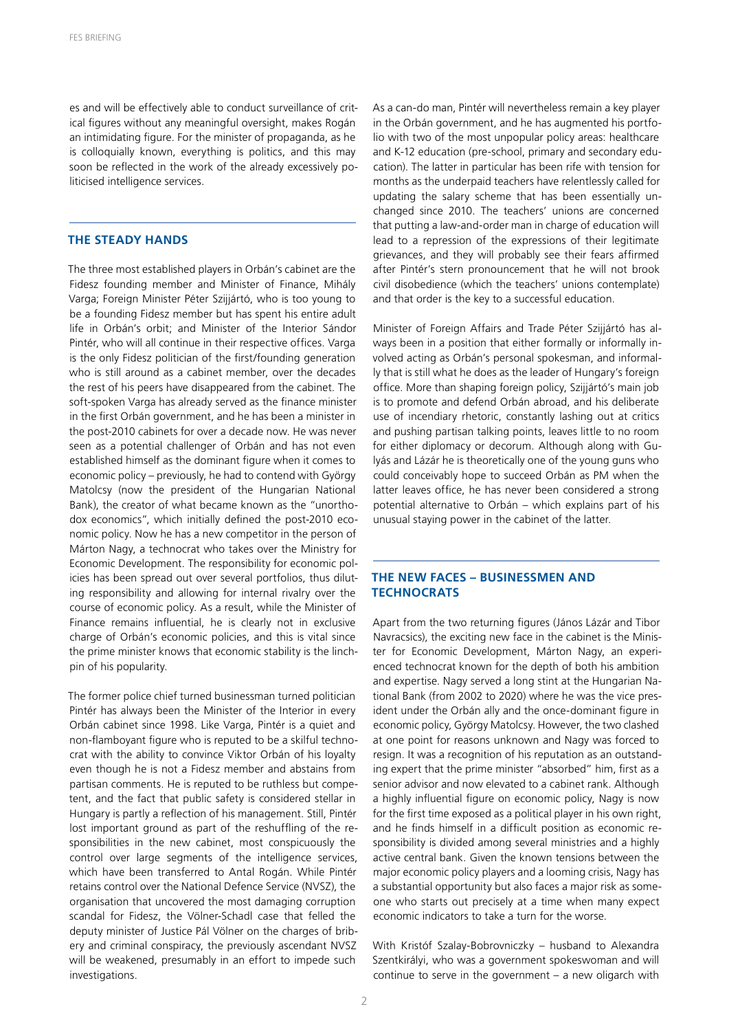es and will be effectively able to conduct surveillance of critical figures without any meaningful oversight, makes Rogán an intimidating figure. For the minister of propaganda, as he is colloquially known, everything is politics, and this may soon be reflected in the work of the already excessively politicised intelligence services.

## THE STEADY HANDS

The three most established players in Orbán's cabinet are the Fidesz founding member and Minister of Finance, Mihály Varga; Foreign Minister Péter Szijjártó, who is too young to be a founding Fidesz member but has spent his entire adult life in Orbán's orbit; and Minister of the Interior Sándor Pintér, who will all continue in their respective offices. Varga is the only Fidesz politician of the first/founding generation who is still around as a cabinet member, over the decades the rest of his peers have disappeared from the cabinet. The soft-spoken Varga has already served as the finance minister in the first Orbán government, and he has been a minister in the post-2010 cabinets for over a decade now. He was never seen as a potential challenger of Orbán and has not even established himself as the dominant figure when it comes to economic policy – previously, he had to contend with György Matolcsy (now the president of the Hungarian National Bank), the creator of what became known as the "unorthodox economics", which initially defined the post-2010 economic policy. Now he has a new competitor in the person of Márton Nagy, a technocrat who takes over the Ministry for Economic Development. The responsibility for economic policies has been spread out over several portfolios, thus diluting responsibility and allowing for internal rivalry over the course of economic policy. As a result, while the Minister of Finance remains influential, he is clearly not in exclusive charge of Orbán's economic policies, and this is vital since the prime minister knows that economic stability is the linchpin of his popularity.

The former police chief turned businessman turned politician Pintér has always been the Minister of the Interior in every Orbán cabinet since 1998. Like Varga, Pintér is a quiet and non-flamboyant figure who is reputed to be a skilful technocrat with the ability to convince Viktor Orbán of his loyalty even though he is not a Fidesz member and abstains from partisan comments. He is reputed to be ruthless but competent, and the fact that public safety is considered stellar in Hungary is partly a reflection of his management. Still, Pintér lost important ground as part of the reshuffling of the responsibilities in the new cabinet, most conspicuously the control over large segments of the intelligence services, which have been transferred to Antal Rogán. While Pintér retains control over the National Defence Service (NVSZ), the organisation that uncovered the most damaging corruption scandal for Fidesz, the Völner-Schadl case that felled the deputy minister of Justice Pál Völner on the charges of bribery and criminal conspiracy, the previously ascendant NVSZ will be weakened, presumably in an effort to impede such investigations.

As a can-do man, Pintér will nevertheless remain a key player in the Orbán government, and he has augmented his portfolio with two of the most unpopular policy areas: healthcare and K-12 education (pre-school, primary and secondary education). The latter in particular has been rife with tension for months as the underpaid teachers have relentlessly called for updating the salary scheme that has been essentially unchanged since 2010. The teachers' unions are concerned that putting a law-and-order man in charge of education will lead to a repression of the expressions of their legitimate grievances, and they will probably see their fears affirmed after Pintér's stern pronouncement that he will not brook civil disobedience (which the teachers' unions contemplate) and that order is the key to a successful education.

Minister of Foreign Affairs and Trade Péter Szijjártó has always been in a position that either formally or informally involved acting as Orbán's personal spokesman, and informally that is still what he does as the leader of Hungary's foreign office. More than shaping foreign policy, Szijjártó's main job is to promote and defend Orbán abroad, and his deliberate use of incendiary rhetoric, constantly lashing out at critics and pushing partisan talking points, leaves little to no room for either diplomacy or decorum. Although along with Gulyás and Lázár he is theoretically one of the young guns who could conceivably hope to succeed Orbán as PM when the latter leaves office, he has never been considered a strong potential alternative to Orbán – which explains part of his unusual staying power in the cabinet of the latter.

## THE NEW FACES – BUSINESSMEN AND TECHNOCRATS

Apart from the two returning figures (János Lázár and Tibor Navracsics), the exciting new face in the cabinet is the Minister for Economic Development, Márton Nagy, an experienced technocrat known for the depth of both his ambition and expertise. Nagy served a long stint at the Hungarian National Bank (from 2002 to 2020) where he was the vice president under the Orbán ally and the once-dominant figure in economic policy, György Matolcsy. However, the two clashed at one point for reasons unknown and Nagy was forced to resign. It was a recognition of his reputation as an outstanding expert that the prime minister "absorbed" him, first as a senior advisor and now elevated to a cabinet rank. Although a highly influential figure on economic policy, Nagy is now for the first time exposed as a political player in his own right, and he finds himself in a difficult position as economic responsibility is divided among several ministries and a highly active central bank. Given the known tensions between the major economic policy players and a looming crisis, Nagy has a substantial opportunity but also faces a major risk as someone who starts out precisely at a time when many expect economic indicators to take a turn for the worse.

With Kristóf Szalay-Bobrovniczky – husband to Alexandra Szentkirályi, who was a government spokeswoman and will continue to serve in the government – a new oligarch with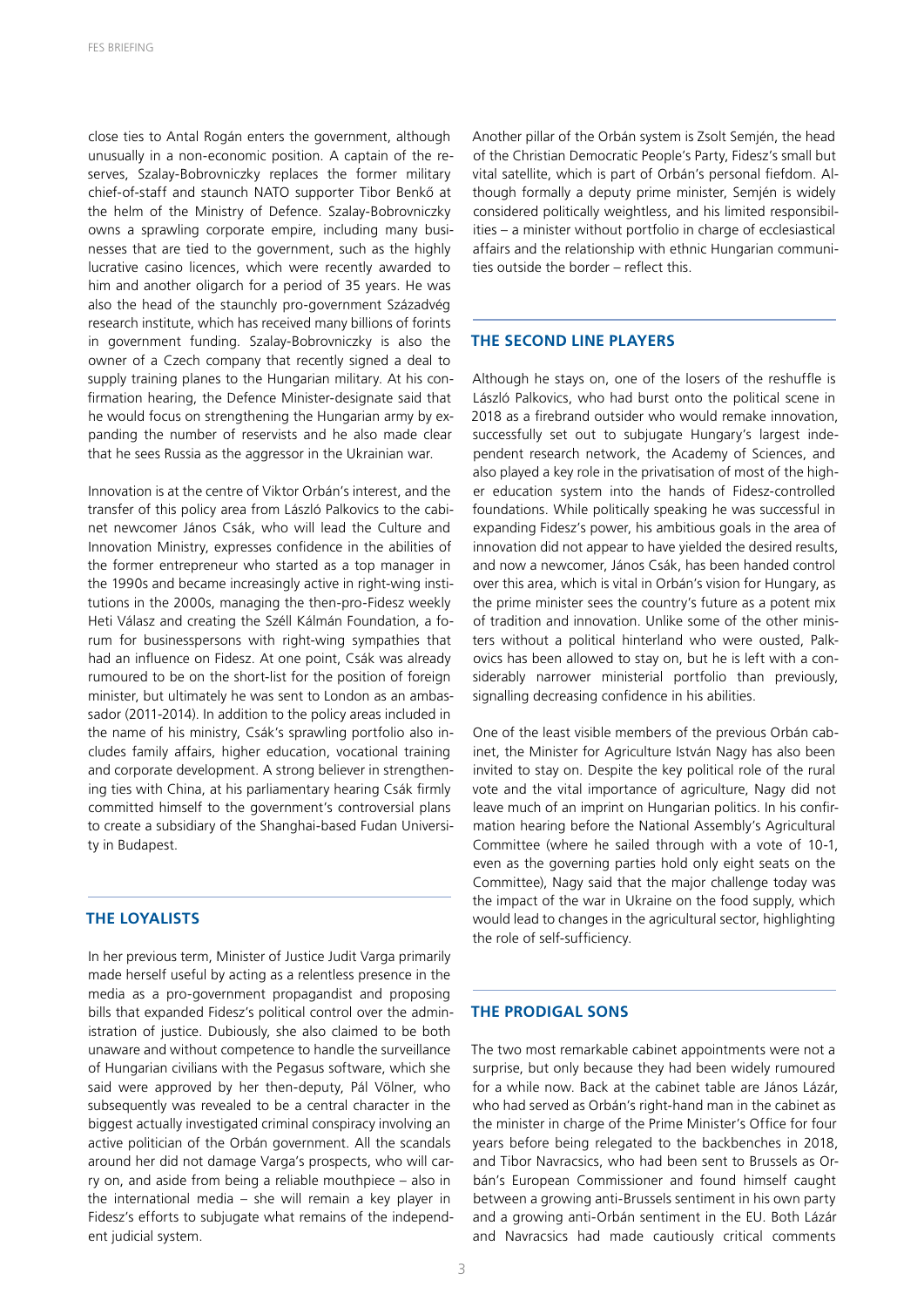close ties to Antal Rogán enters the government, although unusually in a non-economic position. A captain of the reserves, Szalay-Bobrovniczky replaces the former military chief-of-staff and staunch NATO supporter Tibor Benkő at the helm of the Ministry of Defence. Szalay-Bobrovniczky owns a sprawling corporate empire, including many businesses that are tied to the government, such as the highly lucrative casino licences, which were recently awarded to him and another oligarch for a period of 35 years. He was also the head of the staunchly pro-government Századvég research institute, which has received many billions of forints in government funding. Szalay-Bobrovniczky is also the owner of a Czech company that recently signed a deal to supply training planes to the Hungarian military. At his confirmation hearing, the Defence Minister-designate said that he would focus on strengthening the Hungarian army by expanding the number of reservists and he also made clear that he sees Russia as the aggressor in the Ukrainian war.

Innovation is at the centre of Viktor Orbán's interest, and the transfer of this policy area from László Palkovics to the cabinet newcomer János Csák, who will lead the Culture and Innovation Ministry, expresses confidence in the abilities of the former entrepreneur who started as a top manager in the 1990s and became increasingly active in right-wing institutions in the 2000s, managing the then-pro-Fidesz weekly Heti Válasz and creating the Széll Kálmán Foundation, a forum for businesspersons with right-wing sympathies that had an influence on Fidesz. At one point, Csák was already rumoured to be on the short-list for the position of foreign minister, but ultimately he was sent to London as an ambassador (2011-2014). In addition to the policy areas included in the name of his ministry, Csák's sprawling portfolio also includes family affairs, higher education, vocational training and corporate development. A strong believer in strengthening ties with China, at his parliamentary hearing Csák firmly committed himself to the government's controversial plans to create a subsidiary of the Shanghai-based Fudan University in Budapest.

## THE LOYALISTS

In her previous term, Minister of Justice Judit Varga primarily made herself useful by acting as a relentless presence in the media as a pro-government propagandist and proposing bills that expanded Fidesz's political control over the administration of justice. Dubiously, she also claimed to be both unaware and without competence to handle the surveillance of Hungarian civilians with the Pegasus software, which she said were approved by her then-deputy, Pál Völner, who subsequently was revealed to be a central character in the biggest actually investigated criminal conspiracy involving an active politician of the Orbán government. All the scandals around her did not damage Varga's prospects, who will carry on, and aside from being a reliable mouthpiece – also in the international media – she will remain a key player in Fidesz's efforts to subjugate what remains of the independent judicial system.

Another pillar of the Orbán system is Zsolt Semjén, the head of the Christian Democratic People's Party, Fidesz's small but vital satellite, which is part of Orbán's personal fiefdom. Although formally a deputy prime minister, Semjén is widely considered politically weightless, and his limited responsibilities – a minister without portfolio in charge of ecclesiastical affairs and the relationship with ethnic Hungarian communities outside the border – reflect this.

## THE SECOND LINE PLAYERS

Although he stays on, one of the losers of the reshuffle is László Palkovics, who had burst onto the political scene in 2018 as a firebrand outsider who would remake innovation, successfully set out to subjugate Hungary's largest independent research network, the Academy of Sciences, and also played a key role in the privatisation of most of the higher education system into the hands of Fidesz-controlled foundations. While politically speaking he was successful in expanding Fidesz's power, his ambitious goals in the area of innovation did not appear to have yielded the desired results, and now a newcomer, János Csák, has been handed control over this area, which is vital in Orbán's vision for Hungary, as the prime minister sees the country's future as a potent mix of tradition and innovation. Unlike some of the other ministers without a political hinterland who were ousted, Palkovics has been allowed to stay on, but he is left with a considerably narrower ministerial portfolio than previously, signalling decreasing confidence in his abilities.

One of the least visible members of the previous Orbán cabinet, the Minister for Agriculture István Nagy has also been invited to stay on. Despite the key political role of the rural vote and the vital importance of agriculture, Nagy did not leave much of an imprint on Hungarian politics. In his confirmation hearing before the National Assembly's Agricultural Committee (where he sailed through with a vote of 10-1, even as the governing parties hold only eight seats on the Committee), Nagy said that the major challenge today was the impact of the war in Ukraine on the food supply, which would lead to changes in the agricultural sector, highlighting the role of self-sufficiency.

## THE PRODIGAL SONS

The two most remarkable cabinet appointments were not a surprise, but only because they had been widely rumoured for a while now. Back at the cabinet table are János Lázár, who had served as Orbán's right-hand man in the cabinet as the minister in charge of the Prime Minister's Office for four years before being relegated to the backbenches in 2018, and Tibor Navracsics, who had been sent to Brussels as Orbán's European Commissioner and found himself caught between a growing anti-Brussels sentiment in his own party and a growing anti-Orbán sentiment in the EU. Both Lázár and Navracsics had made cautiously critical comments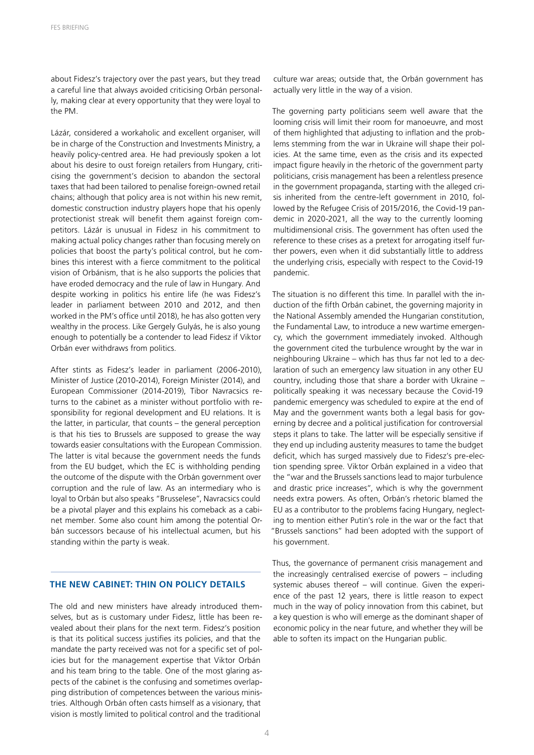about Fidesz's trajectory over the past years, but they tread a careful line that always avoided criticising Orbán personally, making clear at every opportunity that they were loyal to the PM.

Lázár, considered a workaholic and excellent organiser, will be in charge of the Construction and Investments Ministry, a heavily policy-centred area. He had previously spoken a lot about his desire to oust foreign retailers from Hungary, criticising the government's decision to abandon the sectoral taxes that had been tailored to penalise foreign-owned retail chains; although that policy area is not within his new remit, domestic construction industry players hope that his openly protectionist streak will benefit them against foreign competitors. Lázár is unusual in Fidesz in his commitment to making actual policy changes rather than focusing merely on policies that boost the party's political control, but he combines this interest with a fierce commitment to the political vision of Orbánism, that is he also supports the policies that have eroded democracy and the rule of law in Hungary. And despite working in politics his entire life (he was Fidesz's leader in parliament between 2010 and 2012, and then worked in the PM's office until 2018), he has also gotten very wealthy in the process. Like Gergely Gulyás, he is also young enough to potentially be a contender to lead Fidesz if Viktor Orbán ever withdraws from politics.

After stints as Fidesz's leader in parliament (2006-2010), Minister of Justice (2010-2014), Foreign Minister (2014), and European Commissioner (2014-2019), Tibor Navracsics returns to the cabinet as a minister without portfolio with responsibility for regional development and EU relations. It is the latter, in particular, that counts – the general perception is that his ties to Brussels are supposed to grease the way towards easier consultations with the European Commission. The latter is vital because the government needs the funds from the EU budget, which the EC is withholding pending the outcome of the dispute with the Orbán government over corruption and the rule of law. As an intermediary who is loyal to Orbán but also speaks "Brusselese", Navracsics could be a pivotal player and this explains his comeback as a cabinet member. Some also count him among the potential Orbán successors because of his intellectual acumen, but his standing within the party is weak.

## THE NEW CABINET: THIN ON POLICY DETAILS

The old and new ministers have already introduced themselves, but as is customary under Fidesz, little has been revealed about their plans for the next term. Fidesz's position is that its political success justifies its policies, and that the mandate the party received was not for a specific set of policies but for the management expertise that Viktor Orbán and his team bring to the table. One of the most glaring aspects of the cabinet is the confusing and sometimes overlapping distribution of competences between the various ministries. Although Orbán often casts himself as a visionary, that vision is mostly limited to political control and the traditional culture war areas; outside that, the Orbán government has actually very little in the way of a vision.

The governing party politicians seem well aware that the looming crisis will limit their room for manoeuvre, and most of them highlighted that adjusting to inflation and the problems stemming from the war in Ukraine will shape their policies. At the same time, even as the crisis and its expected impact figure heavily in the rhetoric of the government party politicians, crisis management has been a relentless presence in the government propaganda, starting with the alleged crisis inherited from the centre-left government in 2010, followed by the Refugee Crisis of 2015/2016, the Covid-19 pandemic in 2020-2021, all the way to the currently looming multidimensional crisis. The government has often used the reference to these crises as a pretext for arrogating itself further powers, even when it did substantially little to address the underlying crisis, especially with respect to the Covid-19 pandemic.

The situation is no different this time. In parallel with the induction of the fifth Orbán cabinet, the governing majority in the National Assembly amended the Hungarian constitution, the Fundamental Law, to introduce a new wartime emergency, which the government immediately invoked. Although the government cited the turbulence wrought by the war in neighbouring Ukraine – which has thus far not led to a declaration of such an emergency law situation in any other EU country, including those that share a border with Ukraine – politically speaking it was necessary because the Covid-19 pandemic emergency was scheduled to expire at the end of May and the government wants both a legal basis for governing by decree and a political justification for controversial steps it plans to take. The latter will be especially sensitive if they end up including austerity measures to tame the budget deficit, which has surged massively due to Fidesz's pre-election spending spree. Viktor Orbán explained in a video that the "war and the Brussels sanctions lead to major turbulence and drastic price increases", which is why the government needs extra powers. As often, Orbán's rhetoric blamed the EU as a contributor to the problems facing Hungary, neglecting to mention either Putin's role in the war or the fact that "Brussels sanctions" had been adopted with the support of his government.

Thus, the governance of permanent crisis management and the increasingly centralised exercise of powers – including systemic abuses thereof – will continue. Given the experience of the past 12 years, there is little reason to expect much in the way of policy innovation from this cabinet, but a key question is who will emerge as the dominant shaper of economic policy in the near future, and whether they will be able to soften its impact on the Hungarian public.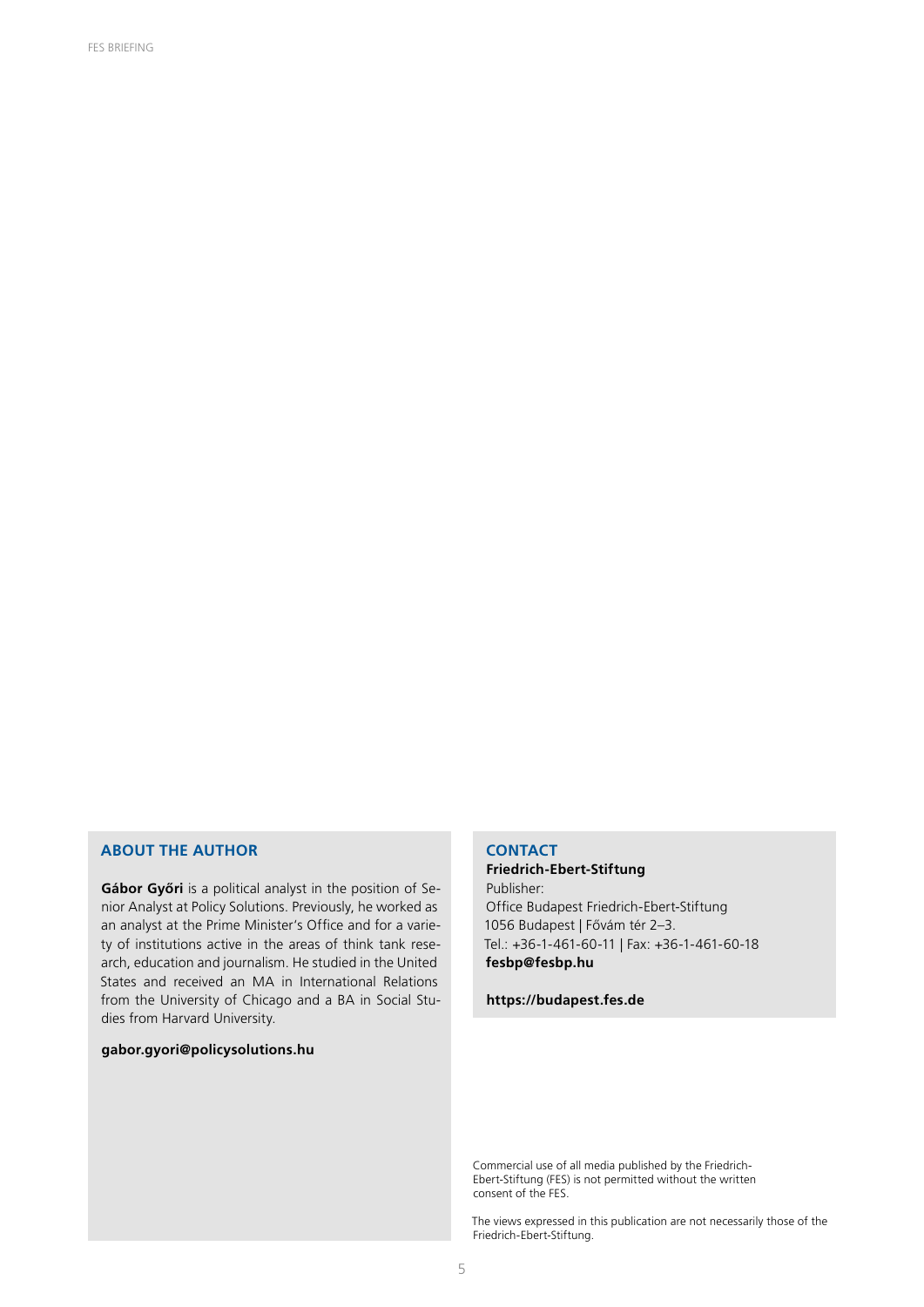## ABOUT THE AUTHOR

**Gábor Győri** is a political analyst in the position of Senior Analyst at Policy Solutions. Previously, he worked as an analyst at the Prime Minister's Office and for a variety of institutions active in the areas of think tank research, education and journalism. He studied in the United States and received an MA in International Relations from the University of Chicago and a BA in Social Studies from Harvard University.

**gabor.gyori@policysolutions.hu**

## CONTACT

**Friedrich-Ebert-Stiftung**
Publisher:
Office Budapest Friedrich-Ebert-Stiftung
1056 Budapest | Fővám tér 2–3.
Tel.: +36-1-461-60-11 | Fax: +36-1-461-60-18
**fesbp@fesbp.hu**

**https://budapest.fes.de**

Commercial use of all media published by the Friedrich-Ebert-Stiftung (FES) is not permitted without the written consent of the FES.

The views expressed in this publication are not necessarily those of the Friedrich-Ebert-Stiftung.